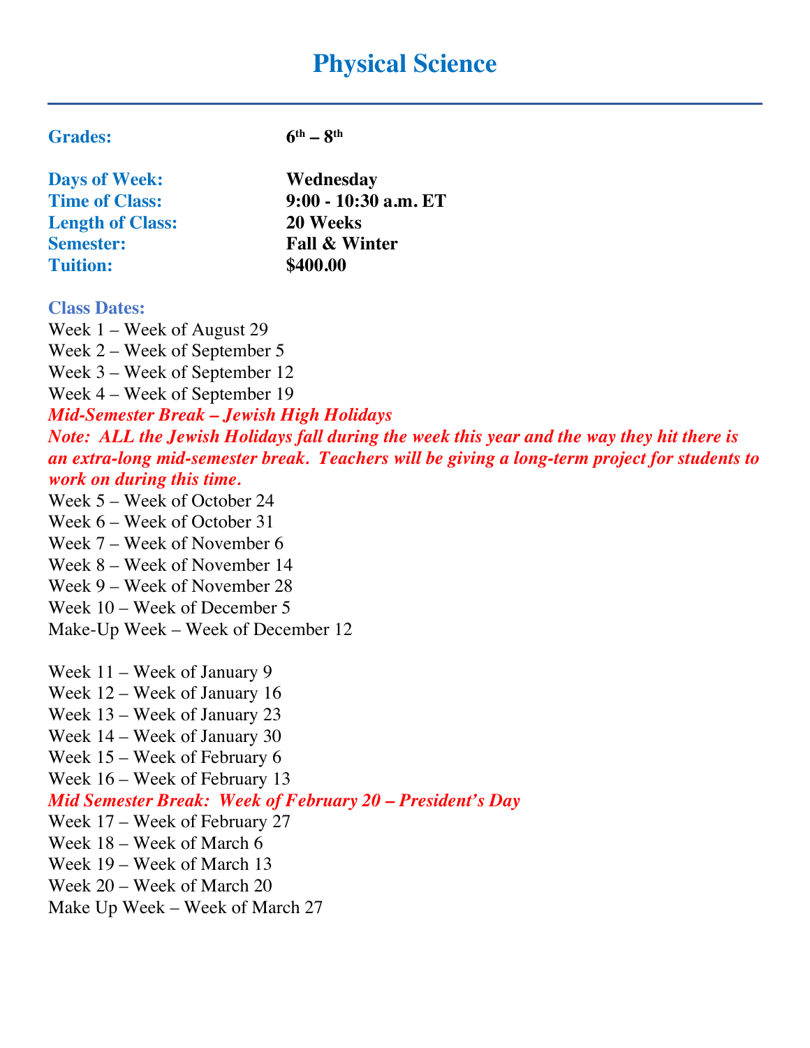# Physical Science

---

**Grades:** **6th – 8th**

**Days of Week:** **Wednesday**
**Time of Class:** **9:00 - 10:30 a.m. ET**
**Length of Class:** **20 Weeks**
**Semester:** **Fall & Winter**
**Tuition:** **$400.00**

**Class Dates:**

Week 1 – Week of August 29
Week 2 – Week of September 5
Week 3 – Week of September 12
Week 4 – Week of September 19
***Mid-Semester Break – Jewish High Holidays***
***Note: ALL the Jewish Holidays fall during the week this year and the way they hit there is an extra-long mid-semester break. Teachers will be giving a long-term project for students to work on during this time.***
Week 5 – Week of October 24
Week 6 – Week of October 31
Week 7 – Week of November 6
Week 8 – Week of November 14
Week 9 – Week of November 28
Week 10 – Week of December 5
Make-Up Week – Week of December 12

Week 11 – Week of January 9
Week 12 – Week of January 16
Week 13 – Week of January 23
Week 14 – Week of January 30
Week 15 – Week of February 6
Week 16 – Week of February 13
***Mid Semester Break: Week of February 20 – President's Day***
Week 17 – Week of February 27
Week 18 – Week of March 6
Week 19 – Week of March 13
Week 20 – Week of March 20
Make Up Week – Week of March 27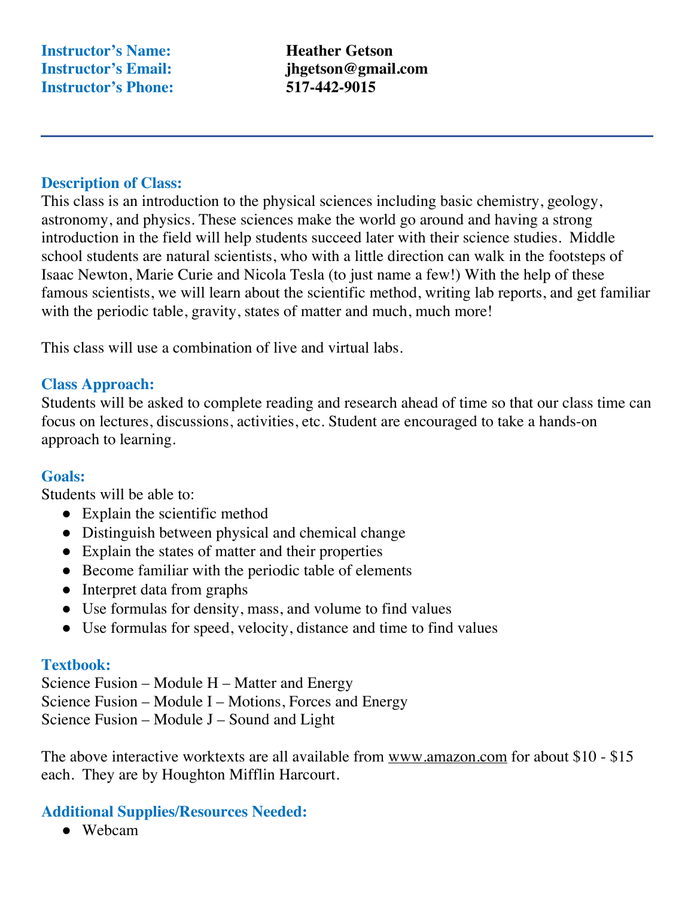**Instructor's Name:** Heather Getson
**Instructor's Email:** jhgetson@gmail.com
**Instructor's Phone:** 517-442-9015

---

## Description of Class:

This class is an introduction to the physical sciences including basic chemistry, geology, astronomy, and physics. These sciences make the world go around and having a strong introduction in the field will help students succeed later with their science studies. Middle school students are natural scientists, who with a little direction can walk in the footsteps of Isaac Newton, Marie Curie and Nicola Tesla (to just name a few!) With the help of these famous scientists, we will learn about the scientific method, writing lab reports, and get familiar with the periodic table, gravity, states of matter and much, much more!

This class will use a combination of live and virtual labs.

## Class Approach:

Students will be asked to complete reading and research ahead of time so that our class time can focus on lectures, discussions, activities, etc. Student are encouraged to take a hands-on approach to learning.

## Goals:

Students will be able to:

- Explain the scientific method
- Distinguish between physical and chemical change
- Explain the states of matter and their properties
- Become familiar with the periodic table of elements
- Interpret data from graphs
- Use formulas for density, mass, and volume to find values
- Use formulas for speed, velocity, distance and time to find values

## Textbook:

Science Fusion – Module H – Matter and Energy
Science Fusion – Module I – Motions, Forces and Energy
Science Fusion – Module J – Sound and Light

The above interactive worktexts are all available from www.amazon.com for about $10 - $15 each. They are by Houghton Mifflin Harcourt.

## Additional Supplies/Resources Needed:

- Webcam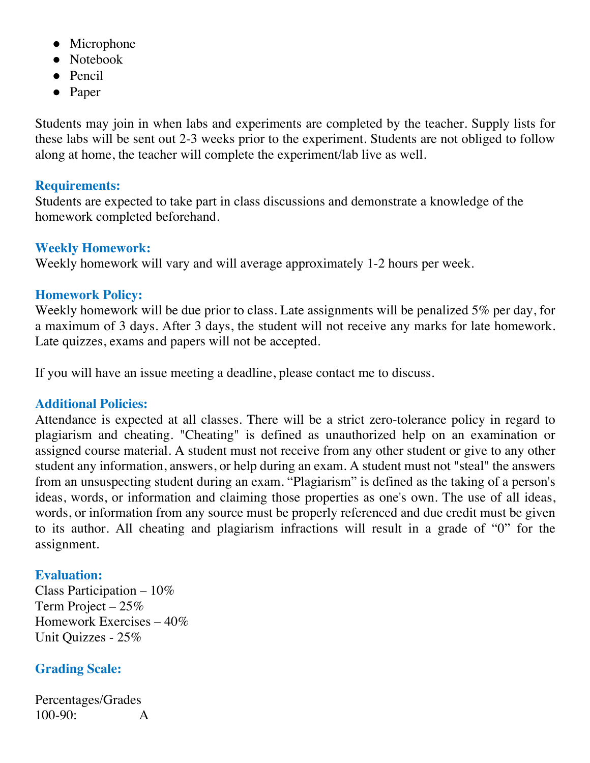- Microphone
- Notebook
- Pencil
- Paper

Students may join in when labs and experiments are completed by the teacher. Supply lists for these labs will be sent out 2-3 weeks prior to the experiment. Students are not obliged to follow along at home, the teacher will complete the experiment/lab live as well.

### Requirements:

Students are expected to take part in class discussions and demonstrate a knowledge of the homework completed beforehand.

### Weekly Homework:

Weekly homework will vary and will average approximately 1-2 hours per week.

### Homework Policy:

Weekly homework will be due prior to class. Late assignments will be penalized 5% per day, for a maximum of 3 days. After 3 days, the student will not receive any marks for late homework. Late quizzes, exams and papers will not be accepted.

If you will have an issue meeting a deadline, please contact me to discuss.

### Additional Policies:

Attendance is expected at all classes. There will be a strict zero-tolerance policy in regard to plagiarism and cheating. "Cheating" is defined as unauthorized help on an examination or assigned course material. A student must not receive from any other student or give to any other student any information, answers, or help during an exam. A student must not "steal" the answers from an unsuspecting student during an exam. "Plagiarism" is defined as the taking of a person's ideas, words, or information and claiming those properties as one's own. The use of all ideas, words, or information from any source must be properly referenced and due credit must be given to its author. All cheating and plagiarism infractions will result in a grade of "0" for the assignment.

### Evaluation:

Class Participation – 10%
Term Project – 25%
Homework Exercises – 40%
Unit Quizzes - 25%

### Grading Scale:

| Percentages/Grades | |
|---|---|
| 100-90: | A |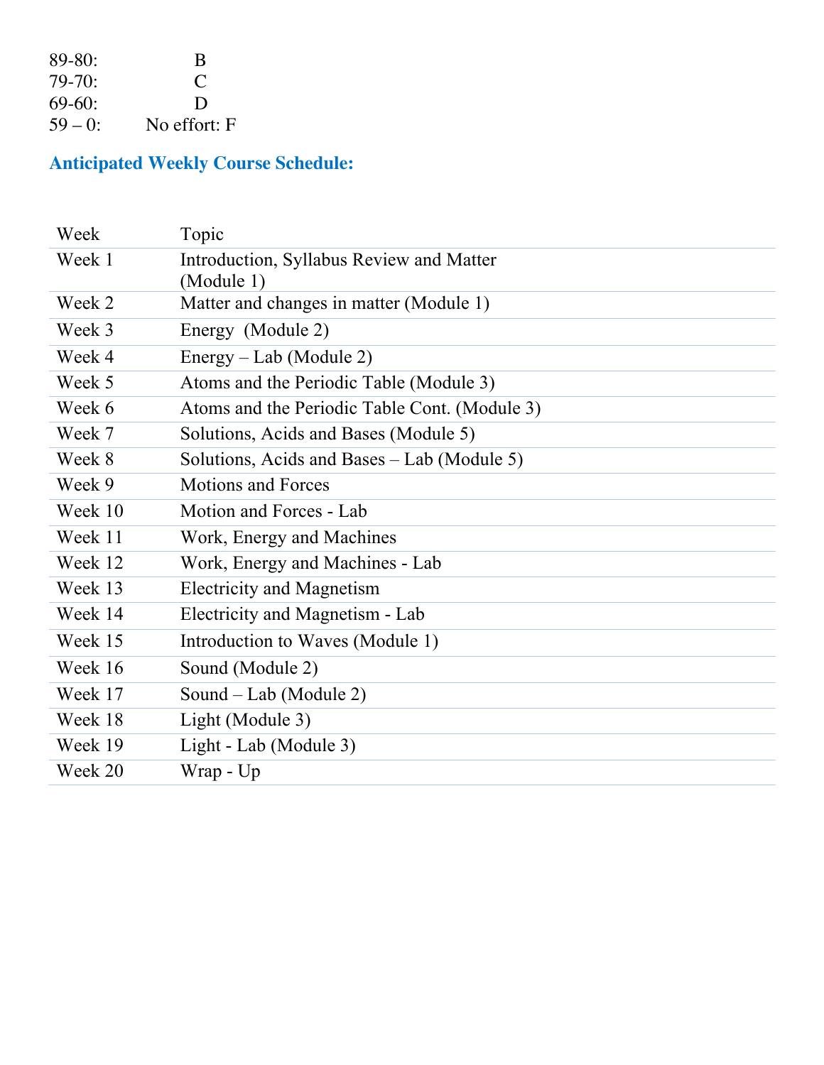89-80: B
79-70: C
69-60: D
59 – 0: No effort: F

## Anticipated Weekly Course Schedule:

| Week | Topic |
|---|---|
| Week 1 | Introduction, Syllabus Review and Matter (Module 1) |
| Week 2 | Matter and changes in matter (Module 1) |
| Week 3 | Energy (Module 2) |
| Week 4 | Energy – Lab (Module 2) |
| Week 5 | Atoms and the Periodic Table (Module 3) |
| Week 6 | Atoms and the Periodic Table Cont. (Module 3) |
| Week 7 | Solutions, Acids and Bases (Module 5) |
| Week 8 | Solutions, Acids and Bases – Lab (Module 5) |
| Week 9 | Motions and Forces |
| Week 10 | Motion and Forces - Lab |
| Week 11 | Work, Energy and Machines |
| Week 12 | Work, Energy and Machines - Lab |
| Week 13 | Electricity and Magnetism |
| Week 14 | Electricity and Magnetism - Lab |
| Week 15 | Introduction to Waves (Module 1) |
| Week 16 | Sound (Module 2) |
| Week 17 | Sound – Lab (Module 2) |
| Week 18 | Light (Module 3) |
| Week 19 | Light - Lab (Module 3) |
| Week 20 | Wrap - Up |